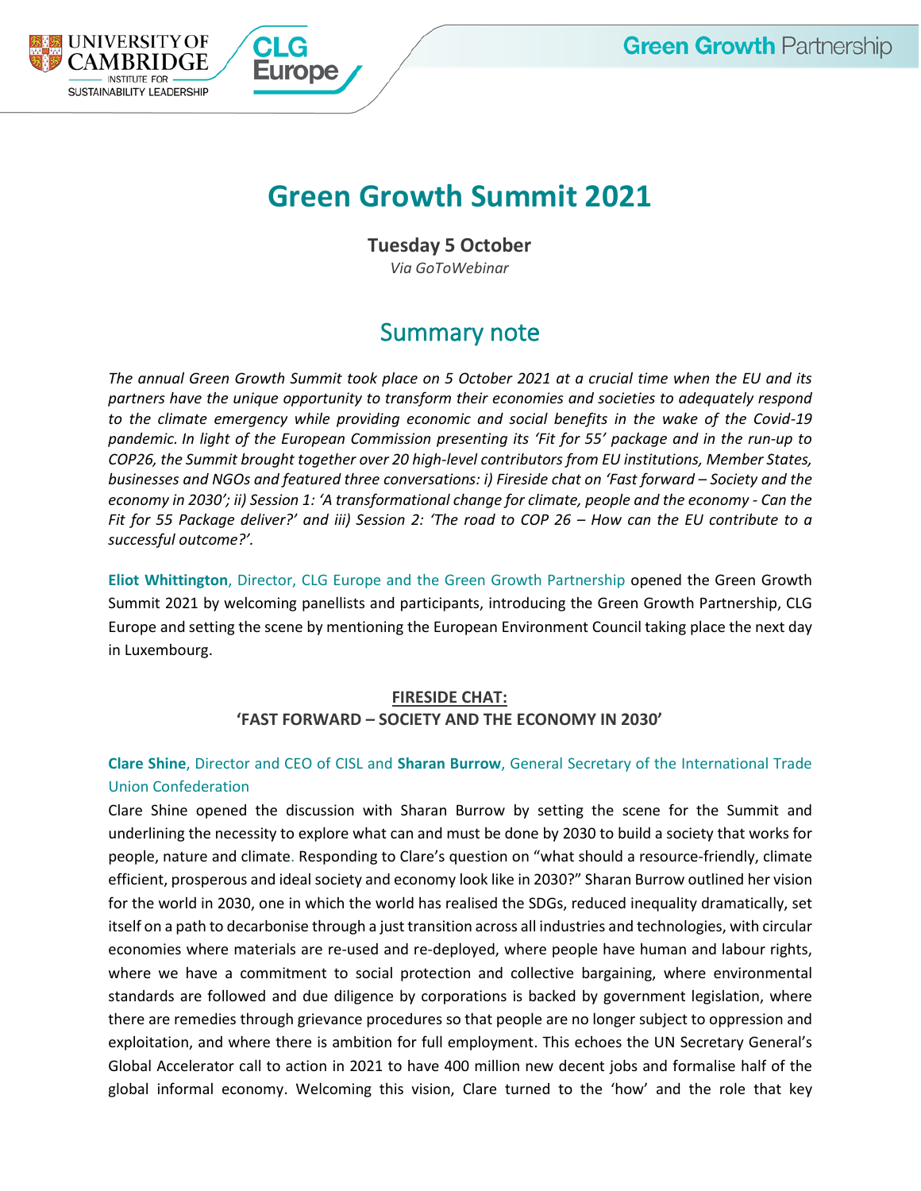# Green Growth Summit 2021

**Tuesday 5 October**

*Via GoToWebinar*

## Summary note

*The annual Green Growth Summit took place on 5 October 2021 at a crucial time when the EU and its partners have the unique opportunity to transform their economies and societies to adequately respond to the climate emergency while providing economic and social benefits in the wake of the Covid-19 pandemic. In light of the European Commission presenting its 'Fit for 55' package and in the run-up to COP26, the Summit brought together over 20 high-level contributors from EU institutions, Member States, businesses and NGOs and featured three conversations: i) Fireside chat on 'Fast forward – Society and the economy in 2030'; ii) Session 1: 'A transformational change for climate, people and the economy - Can the Fit for 55 Package deliver?' and iii) Session 2: 'The road to COP 26 – How can the EU contribute to a successful outcome?'.*

**Eliot Whittington**, Director, CLG Europe and the Green Growth Partnership opened the Green Growth Summit 2021 by welcoming panellists and participants, introducing the Green Growth Partnership, CLG Europe and setting the scene by mentioning the European Environment Council taking place the next day in Luxembourg.

### FIRESIDE CHAT: 'FAST FORWARD – SOCIETY AND THE ECONOMY IN 2030'

**Clare Shine**, Director and CEO of CISL and **Sharan Burrow**, General Secretary of the International Trade Union Confederation

Clare Shine opened the discussion with Sharan Burrow by setting the scene for the Summit and underlining the necessity to explore what can and must be done by 2030 to build a society that works for people, nature and climate. Responding to Clare's question on "what should a resource-friendly, climate efficient, prosperous and ideal society and economy look like in 2030?" Sharan Burrow outlined her vision for the world in 2030, one in which the world has realised the SDGs, reduced inequality dramatically, set itself on a path to decarbonise through a just transition across all industries and technologies, with circular economies where materials are re-used and re-deployed, where people have human and labour rights, where we have a commitment to social protection and collective bargaining, where environmental standards are followed and due diligence by corporations is backed by government legislation, where there are remedies through grievance procedures so that people are no longer subject to oppression and exploitation, and where there is ambition for full employment. This echoes the UN Secretary General's Global Accelerator call to action in 2021 to have 400 million new decent jobs and formalise half of the global informal economy. Welcoming this vision, Clare turned to the 'how' and the role that key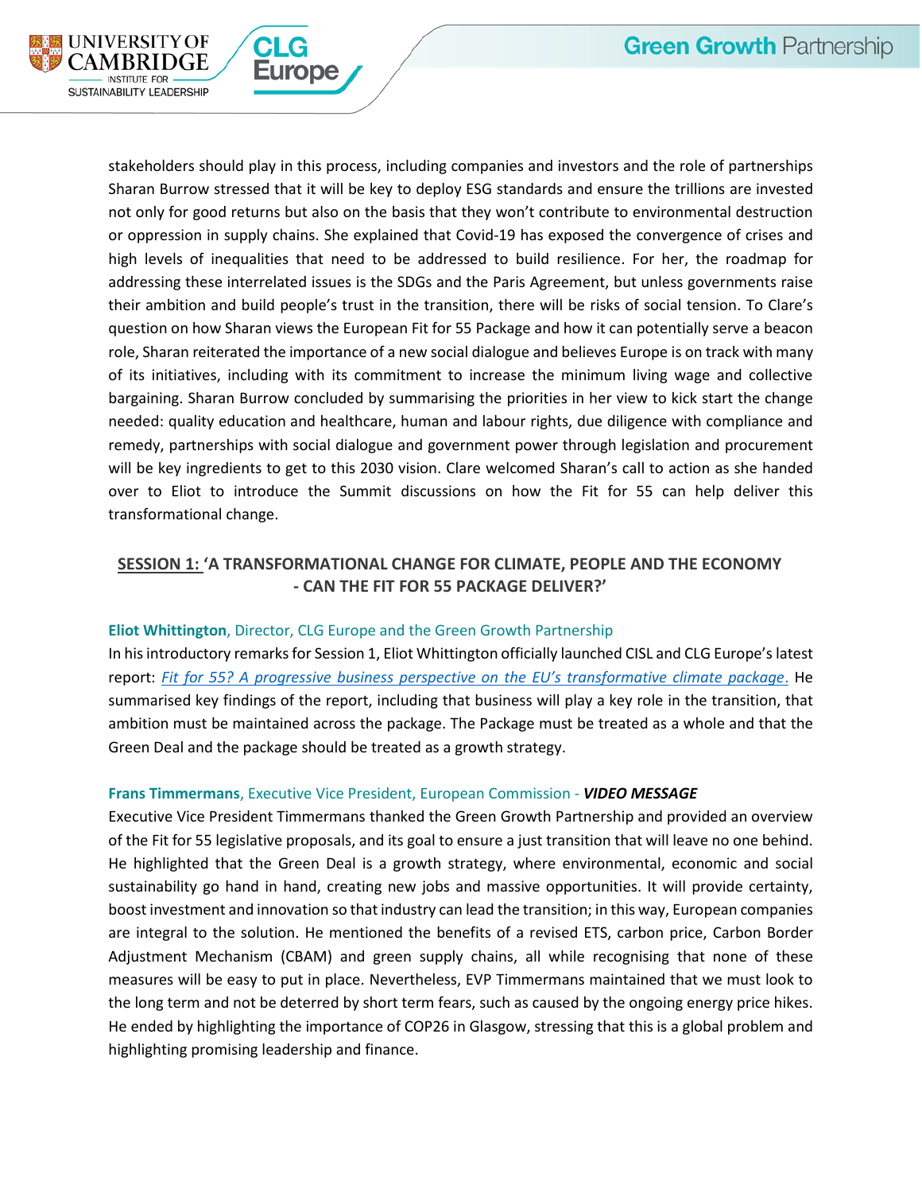stakeholders should play in this process, including companies and investors and the role of partnerships Sharan Burrow stressed that it will be key to deploy ESG standards and ensure the trillions are invested not only for good returns but also on the basis that they won't contribute to environmental destruction or oppression in supply chains. She explained that Covid-19 has exposed the convergence of crises and high levels of inequalities that need to be addressed to build resilience. For her, the roadmap for addressing these interrelated issues is the SDGs and the Paris Agreement, but unless governments raise their ambition and build people's trust in the transition, there will be risks of social tension. To Clare's question on how Sharan views the European Fit for 55 Package and how it can potentially serve a beacon role, Sharan reiterated the importance of a new social dialogue and believes Europe is on track with many of its initiatives, including with its commitment to increase the minimum living wage and collective bargaining. Sharan Burrow concluded by summarising the priorities in her view to kick start the change needed: quality education and healthcare, human and labour rights, due diligence with compliance and remedy, partnerships with social dialogue and government power through legislation and procurement will be key ingredients to get to this 2030 vision. Clare welcomed Sharan's call to action as she handed over to Eliot to introduce the Summit discussions on how the Fit for 55 can help deliver this transformational change.

## SESSION 1: 'A TRANSFORMATIONAL CHANGE FOR CLIMATE, PEOPLE AND THE ECONOMY - CAN THE FIT FOR 55 PACKAGE DELIVER?'

**Eliot Whittington**, Director, CLG Europe and the Green Growth Partnership

In his introductory remarks for Session 1, Eliot Whittington officially launched CISL and CLG Europe's latest report: *Fit for 55? A progressive business perspective on the EU's transformative climate package*. He summarised key findings of the report, including that business will play a key role in the transition, that ambition must be maintained across the package. The Package must be treated as a whole and that the Green Deal and the package should be treated as a growth strategy.

**Frans Timmermans**, Executive Vice President, European Commission - ***VIDEO MESSAGE***

Executive Vice President Timmermans thanked the Green Growth Partnership and provided an overview of the Fit for 55 legislative proposals, and its goal to ensure a just transition that will leave no one behind. He highlighted that the Green Deal is a growth strategy, where environmental, economic and social sustainability go hand in hand, creating new jobs and massive opportunities. It will provide certainty, boost investment and innovation so that industry can lead the transition; in this way, European companies are integral to the solution. He mentioned the benefits of a revised ETS, carbon price, Carbon Border Adjustment Mechanism (CBAM) and green supply chains, all while recognising that none of these measures will be easy to put in place. Nevertheless, EVP Timmermans maintained that we must look to the long term and not be deterred by short term fears, such as caused by the ongoing energy price hikes. He ended by highlighting the importance of COP26 in Glasgow, stressing that this is a global problem and highlighting promising leadership and finance.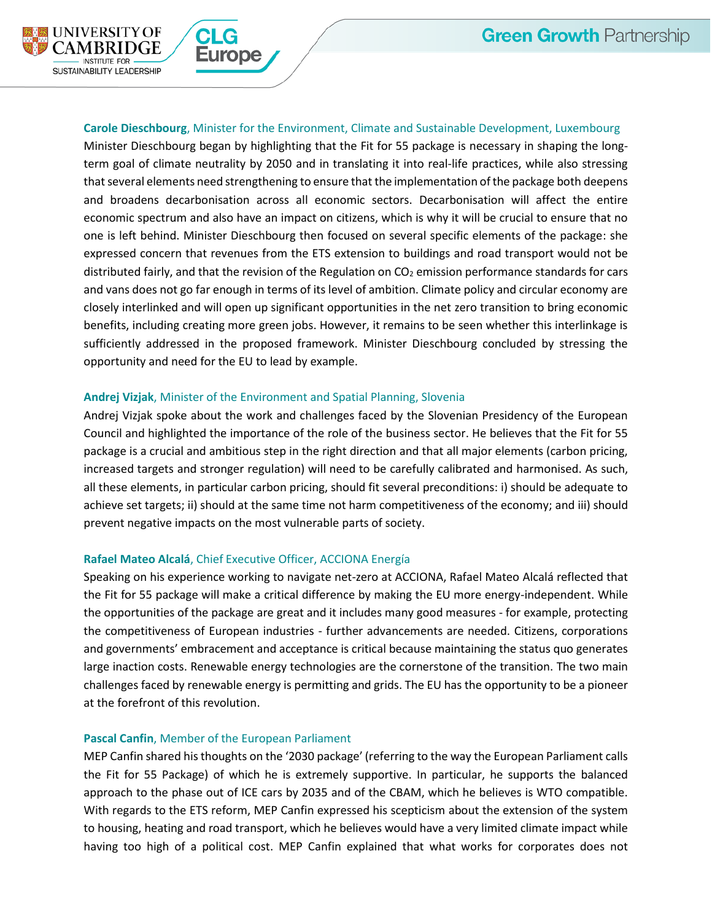**Carole Dieschbourg**, Minister for the Environment, Climate and Sustainable Development, Luxembourg

Minister Dieschbourg began by highlighting that the Fit for 55 package is necessary in shaping the long-term goal of climate neutrality by 2050 and in translating it into real-life practices, while also stressing that several elements need strengthening to ensure that the implementation of the package both deepens and broadens decarbonisation across all economic sectors. Decarbonisation will affect the entire economic spectrum and also have an impact on citizens, which is why it will be crucial to ensure that no one is left behind. Minister Dieschbourg then focused on several specific elements of the package: she expressed concern that revenues from the ETS extension to buildings and road transport would not be distributed fairly, and that the revision of the Regulation on $CO_2$ emission performance standards for cars and vans does not go far enough in terms of its level of ambition. Climate policy and circular economy are closely interlinked and will open up significant opportunities in the net zero transition to bring economic benefits, including creating more green jobs. However, it remains to be seen whether this interlinkage is sufficiently addressed in the proposed framework. Minister Dieschbourg concluded by stressing the opportunity and need for the EU to lead by example.

**Andrej Vizjak**, Minister of the Environment and Spatial Planning, Slovenia

Andrej Vizjak spoke about the work and challenges faced by the Slovenian Presidency of the European Council and highlighted the importance of the role of the business sector. He believes that the Fit for 55 package is a crucial and ambitious step in the right direction and that all major elements (carbon pricing, increased targets and stronger regulation) will need to be carefully calibrated and harmonised. As such, all these elements, in particular carbon pricing, should fit several preconditions: i) should be adequate to achieve set targets; ii) should at the same time not harm competitiveness of the economy; and iii) should prevent negative impacts on the most vulnerable parts of society.

**Rafael Mateo Alcalá**, Chief Executive Officer, ACCIONA Energía

Speaking on his experience working to navigate net-zero at ACCIONA, Rafael Mateo Alcalá reflected that the Fit for 55 package will make a critical difference by making the EU more energy-independent. While the opportunities of the package are great and it includes many good measures - for example, protecting the competitiveness of European industries - further advancements are needed. Citizens, corporations and governments' embracement and acceptance is critical because maintaining the status quo generates large inaction costs. Renewable energy technologies are the cornerstone of the transition. The two main challenges faced by renewable energy is permitting and grids. The EU has the opportunity to be a pioneer at the forefront of this revolution.

**Pascal Canfin**, Member of the European Parliament

MEP Canfin shared his thoughts on the '2030 package' (referring to the way the European Parliament calls the Fit for 55 Package) of which he is extremely supportive. In particular, he supports the balanced approach to the phase out of ICE cars by 2035 and of the CBAM, which he believes is WTO compatible. With regards to the ETS reform, MEP Canfin expressed his scepticism about the extension of the system to housing, heating and road transport, which he believes would have a very limited climate impact while having too high of a political cost. MEP Canfin explained that what works for corporates does not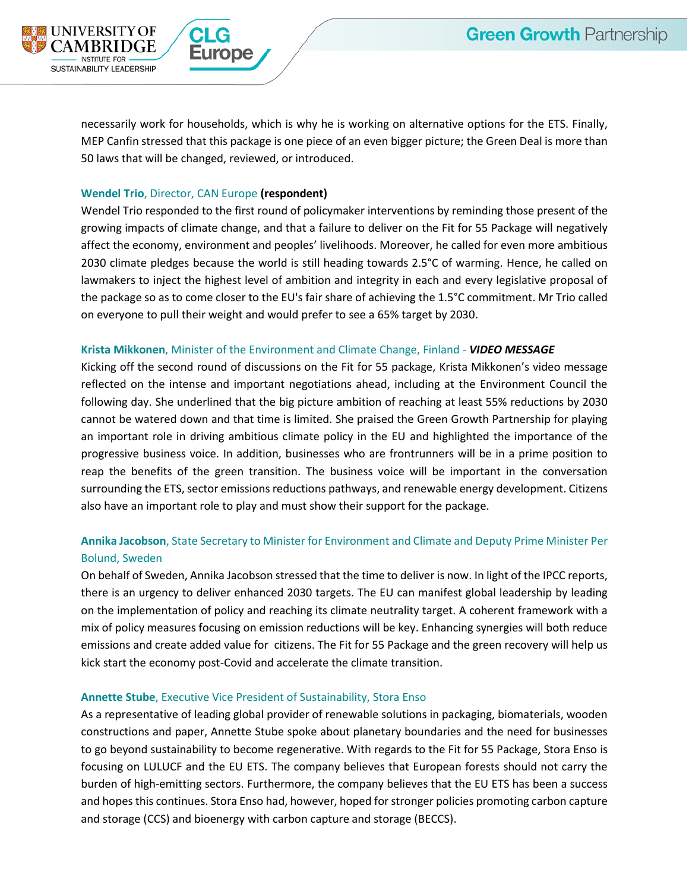necessarily work for households, which is why he is working on alternative options for the ETS. Finally, MEP Canfin stressed that this package is one piece of an even bigger picture; the Green Deal is more than 50 laws that will be changed, reviewed, or introduced.

**Wendel Trio**, Director, CAN Europe **(respondent)**

Wendel Trio responded to the first round of policymaker interventions by reminding those present of the growing impacts of climate change, and that a failure to deliver on the Fit for 55 Package will negatively affect the economy, environment and peoples' livelihoods. Moreover, he called for even more ambitious 2030 climate pledges because the world is still heading towards 2.5°C of warming. Hence, he called on lawmakers to inject the highest level of ambition and integrity in each and every legislative proposal of the package so as to come closer to the EU's fair share of achieving the 1.5°C commitment. Mr Trio called on everyone to pull their weight and would prefer to see a 65% target by 2030.

**Krista Mikkonen**, Minister of the Environment and Climate Change, Finland - ***VIDEO MESSAGE***

Kicking off the second round of discussions on the Fit for 55 package, Krista Mikkonen's video message reflected on the intense and important negotiations ahead, including at the Environment Council the following day. She underlined that the big picture ambition of reaching at least 55% reductions by 2030 cannot be watered down and that time is limited. She praised the Green Growth Partnership for playing an important role in driving ambitious climate policy in the EU and highlighted the importance of the progressive business voice. In addition, businesses who are frontrunners will be in a prime position to reap the benefits of the green transition. The business voice will be important in the conversation surrounding the ETS, sector emissions reductions pathways, and renewable energy development. Citizens also have an important role to play and must show their support for the package.

**Annika Jacobson**, State Secretary to Minister for Environment and Climate and Deputy Prime Minister Per Bolund, Sweden

On behalf of Sweden, Annika Jacobson stressed that the time to deliver is now. In light of the IPCC reports, there is an urgency to deliver enhanced 2030 targets. The EU can manifest global leadership by leading on the implementation of policy and reaching its climate neutrality target. A coherent framework with a mix of policy measures focusing on emission reductions will be key. Enhancing synergies will both reduce emissions and create added value for citizens. The Fit for 55 Package and the green recovery will help us kick start the economy post-Covid and accelerate the climate transition.

**Annette Stube**, Executive Vice President of Sustainability, Stora Enso

As a representative of leading global provider of renewable solutions in packaging, biomaterials, wooden constructions and paper, Annette Stube spoke about planetary boundaries and the need for businesses to go beyond sustainability to become regenerative. With regards to the Fit for 55 Package, Stora Enso is focusing on LULUCF and the EU ETS. The company believes that European forests should not carry the burden of high-emitting sectors. Furthermore, the company believes that the EU ETS has been a success and hopes this continues. Stora Enso had, however, hoped for stronger policies promoting carbon capture and storage (CCS) and bioenergy with carbon capture and storage (BECCS).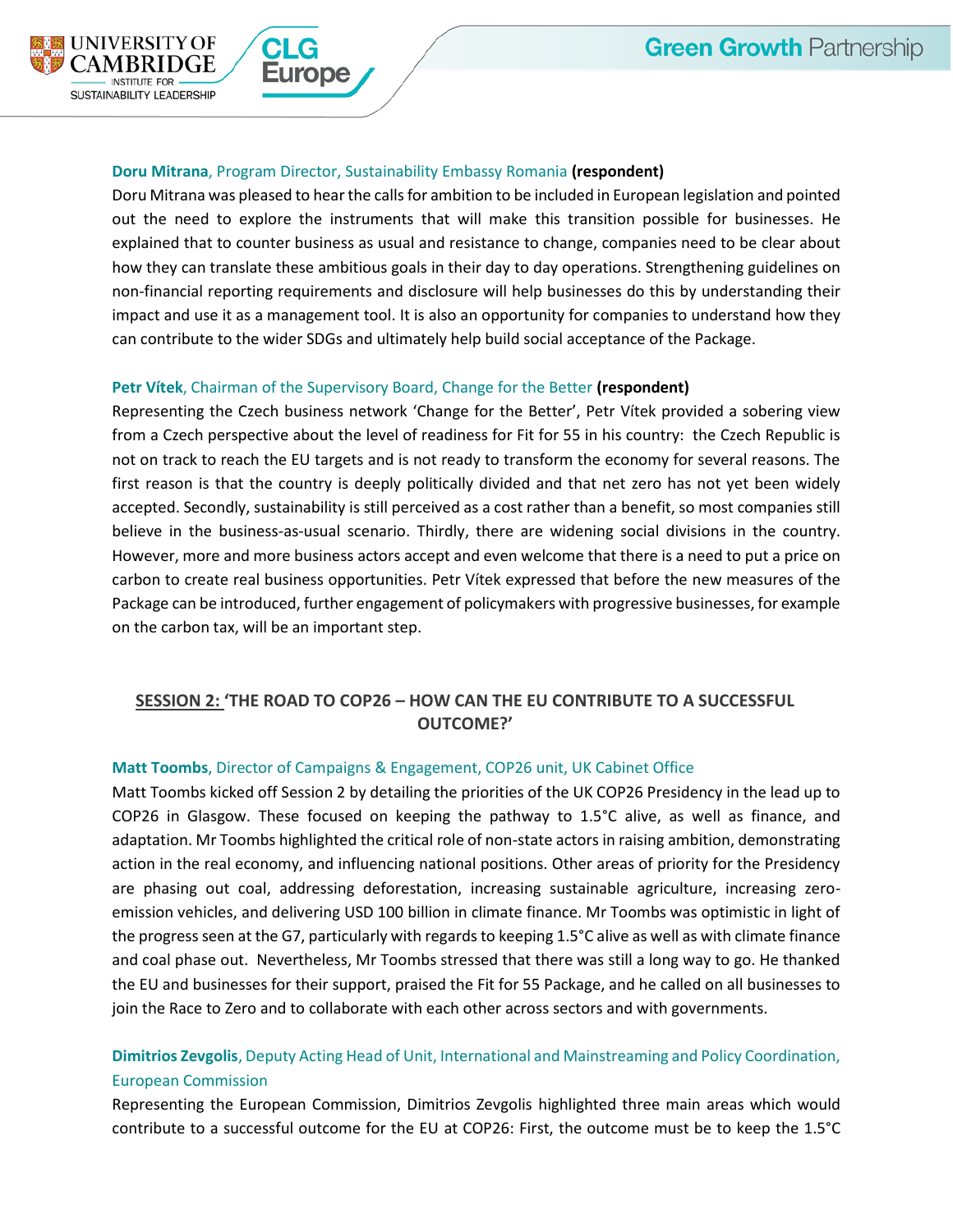**Doru Mitrana**, Program Director, Sustainability Embassy Romania **(respondent)**

Doru Mitrana was pleased to hear the calls for ambition to be included in European legislation and pointed out the need to explore the instruments that will make this transition possible for businesses. He explained that to counter business as usual and resistance to change, companies need to be clear about how they can translate these ambitious goals in their day to day operations. Strengthening guidelines on non-financial reporting requirements and disclosure will help businesses do this by understanding their impact and use it as a management tool. It is also an opportunity for companies to understand how they can contribute to the wider SDGs and ultimately help build social acceptance of the Package.

**Petr Vítek**, Chairman of the Supervisory Board, Change for the Better **(respondent)**

Representing the Czech business network 'Change for the Better', Petr Vítek provided a sobering view from a Czech perspective about the level of readiness for Fit for 55 in his country: the Czech Republic is not on track to reach the EU targets and is not ready to transform the economy for several reasons. The first reason is that the country is deeply politically divided and that net zero has not yet been widely accepted. Secondly, sustainability is still perceived as a cost rather than a benefit, so most companies still believe in the business-as-usual scenario. Thirdly, there are widening social divisions in the country. However, more and more business actors accept and even welcome that there is a need to put a price on carbon to create real business opportunities. Petr Vítek expressed that before the new measures of the Package can be introduced, further engagement of policymakers with progressive businesses, for example on the carbon tax, will be an important step.

## SESSION 2: 'THE ROAD TO COP26 – HOW CAN THE EU CONTRIBUTE TO A SUCCESSFUL OUTCOME?'

**Matt Toombs**, Director of Campaigns & Engagement, COP26 unit, UK Cabinet Office

Matt Toombs kicked off Session 2 by detailing the priorities of the UK COP26 Presidency in the lead up to COP26 in Glasgow. These focused on keeping the pathway to 1.5°C alive, as well as finance, and adaptation. Mr Toombs highlighted the critical role of non-state actors in raising ambition, demonstrating action in the real economy, and influencing national positions. Other areas of priority for the Presidency are phasing out coal, addressing deforestation, increasing sustainable agriculture, increasing zero-emission vehicles, and delivering USD 100 billion in climate finance. Mr Toombs was optimistic in light of the progress seen at the G7, particularly with regards to keeping 1.5°C alive as well as with climate finance and coal phase out. Nevertheless, Mr Toombs stressed that there was still a long way to go. He thanked the EU and businesses for their support, praised the Fit for 55 Package, and he called on all businesses to join the Race to Zero and to collaborate with each other across sectors and with governments.

**Dimitrios Zevgolis**, Deputy Acting Head of Unit, International and Mainstreaming and Policy Coordination, European Commission

Representing the European Commission, Dimitrios Zevgolis highlighted three main areas which would contribute to a successful outcome for the EU at COP26: First, the outcome must be to keep the 1.5°C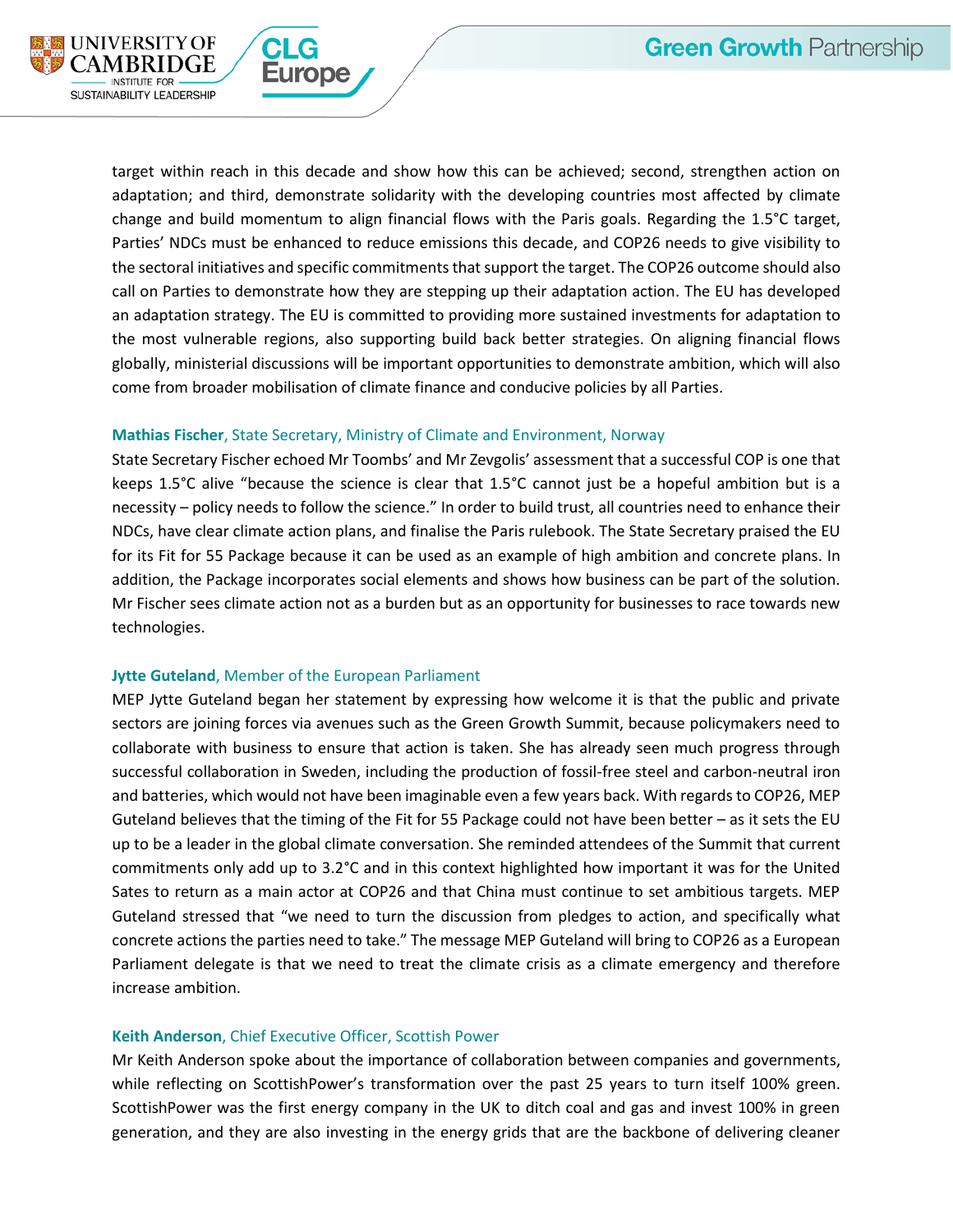target within reach in this decade and show how this can be achieved; second, strengthen action on adaptation; and third, demonstrate solidarity with the developing countries most affected by climate change and build momentum to align financial flows with the Paris goals. Regarding the 1.5°C target, Parties' NDCs must be enhanced to reduce emissions this decade, and COP26 needs to give visibility to the sectoral initiatives and specific commitments that support the target. The COP26 outcome should also call on Parties to demonstrate how they are stepping up their adaptation action. The EU has developed an adaptation strategy. The EU is committed to providing more sustained investments for adaptation to the most vulnerable regions, also supporting build back better strategies. On aligning financial flows globally, ministerial discussions will be important opportunities to demonstrate ambition, which will also come from broader mobilisation of climate finance and conducive policies by all Parties.

**Mathias Fischer**, State Secretary, Ministry of Climate and Environment, Norway

State Secretary Fischer echoed Mr Toombs' and Mr Zevgolis' assessment that a successful COP is one that keeps 1.5°C alive "because the science is clear that 1.5°C cannot just be a hopeful ambition but is a necessity – policy needs to follow the science." In order to build trust, all countries need to enhance their NDCs, have clear climate action plans, and finalise the Paris rulebook. The State Secretary praised the EU for its Fit for 55 Package because it can be used as an example of high ambition and concrete plans. In addition, the Package incorporates social elements and shows how business can be part of the solution. Mr Fischer sees climate action not as a burden but as an opportunity for businesses to race towards new technologies.

**Jytte Guteland**, Member of the European Parliament

MEP Jytte Guteland began her statement by expressing how welcome it is that the public and private sectors are joining forces via avenues such as the Green Growth Summit, because policymakers need to collaborate with business to ensure that action is taken. She has already seen much progress through successful collaboration in Sweden, including the production of fossil-free steel and carbon-neutral iron and batteries, which would not have been imaginable even a few years back. With regards to COP26, MEP Guteland believes that the timing of the Fit for 55 Package could not have been better – as it sets the EU up to be a leader in the global climate conversation. She reminded attendees of the Summit that current commitments only add up to 3.2°C and in this context highlighted how important it was for the United Sates to return as a main actor at COP26 and that China must continue to set ambitious targets. MEP Guteland stressed that "we need to turn the discussion from pledges to action, and specifically what concrete actions the parties need to take." The message MEP Guteland will bring to COP26 as a European Parliament delegate is that we need to treat the climate crisis as a climate emergency and therefore increase ambition.

**Keith Anderson**, Chief Executive Officer, Scottish Power

Mr Keith Anderson spoke about the importance of collaboration between companies and governments, while reflecting on ScottishPower's transformation over the past 25 years to turn itself 100% green. ScottishPower was the first energy company in the UK to ditch coal and gas and invest 100% in green generation, and they are also investing in the energy grids that are the backbone of delivering cleaner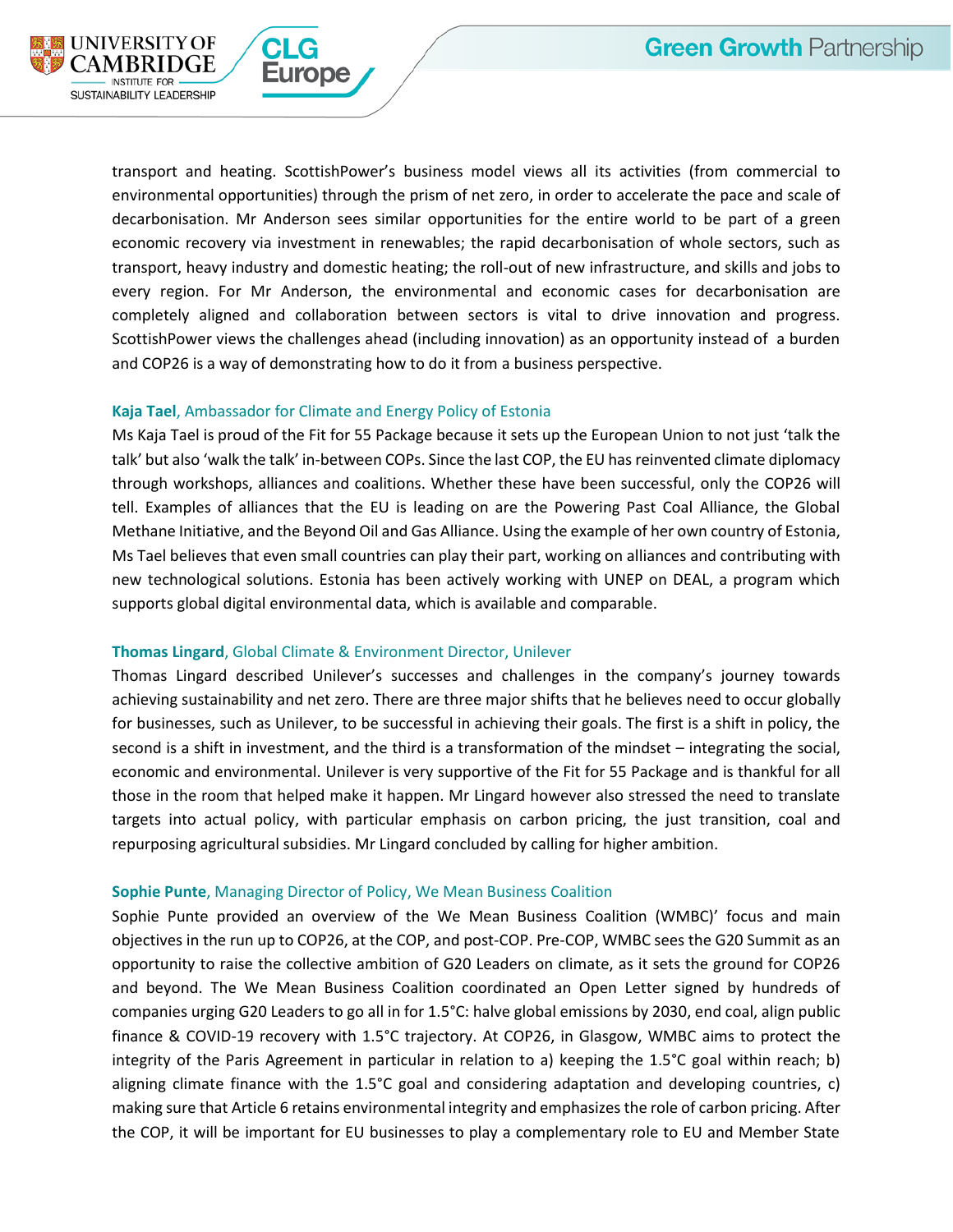transport and heating. ScottishPower's business model views all its activities (from commercial to environmental opportunities) through the prism of net zero, in order to accelerate the pace and scale of decarbonisation. Mr Anderson sees similar opportunities for the entire world to be part of a green economic recovery via investment in renewables; the rapid decarbonisation of whole sectors, such as transport, heavy industry and domestic heating; the roll-out of new infrastructure, and skills and jobs to every region. For Mr Anderson, the environmental and economic cases for decarbonisation are completely aligned and collaboration between sectors is vital to drive innovation and progress. ScottishPower views the challenges ahead (including innovation) as an opportunity instead of a burden and COP26 is a way of demonstrating how to do it from a business perspective.

**Kaja Tael**, Ambassador for Climate and Energy Policy of Estonia

Ms Kaja Tael is proud of the Fit for 55 Package because it sets up the European Union to not just 'talk the talk' but also 'walk the talk' in-between COPs. Since the last COP, the EU has reinvented climate diplomacy through workshops, alliances and coalitions. Whether these have been successful, only the COP26 will tell. Examples of alliances that the EU is leading on are the Powering Past Coal Alliance, the Global Methane Initiative, and the Beyond Oil and Gas Alliance. Using the example of her own country of Estonia, Ms Tael believes that even small countries can play their part, working on alliances and contributing with new technological solutions. Estonia has been actively working with UNEP on DEAL, a program which supports global digital environmental data, which is available and comparable.

**Thomas Lingard**, Global Climate & Environment Director, Unilever

Thomas Lingard described Unilever's successes and challenges in the company's journey towards achieving sustainability and net zero. There are three major shifts that he believes need to occur globally for businesses, such as Unilever, to be successful in achieving their goals. The first is a shift in policy, the second is a shift in investment, and the third is a transformation of the mindset – integrating the social, economic and environmental. Unilever is very supportive of the Fit for 55 Package and is thankful for all those in the room that helped make it happen. Mr Lingard however also stressed the need to translate targets into actual policy, with particular emphasis on carbon pricing, the just transition, coal and repurposing agricultural subsidies. Mr Lingard concluded by calling for higher ambition.

**Sophie Punte**, Managing Director of Policy, We Mean Business Coalition

Sophie Punte provided an overview of the We Mean Business Coalition (WMBC)' focus and main objectives in the run up to COP26, at the COP, and post-COP. Pre-COP, WMBC sees the G20 Summit as an opportunity to raise the collective ambition of G20 Leaders on climate, as it sets the ground for COP26 and beyond. The We Mean Business Coalition coordinated an Open Letter signed by hundreds of companies urging G20 Leaders to go all in for 1.5°C: halve global emissions by 2030, end coal, align public finance & COVID-19 recovery with 1.5°C trajectory. At COP26, in Glasgow, WMBC aims to protect the integrity of the Paris Agreement in particular in relation to a) keeping the 1.5°C goal within reach; b) aligning climate finance with the 1.5°C goal and considering adaptation and developing countries, c) making sure that Article 6 retains environmental integrity and emphasizes the role of carbon pricing. After the COP, it will be important for EU businesses to play a complementary role to EU and Member State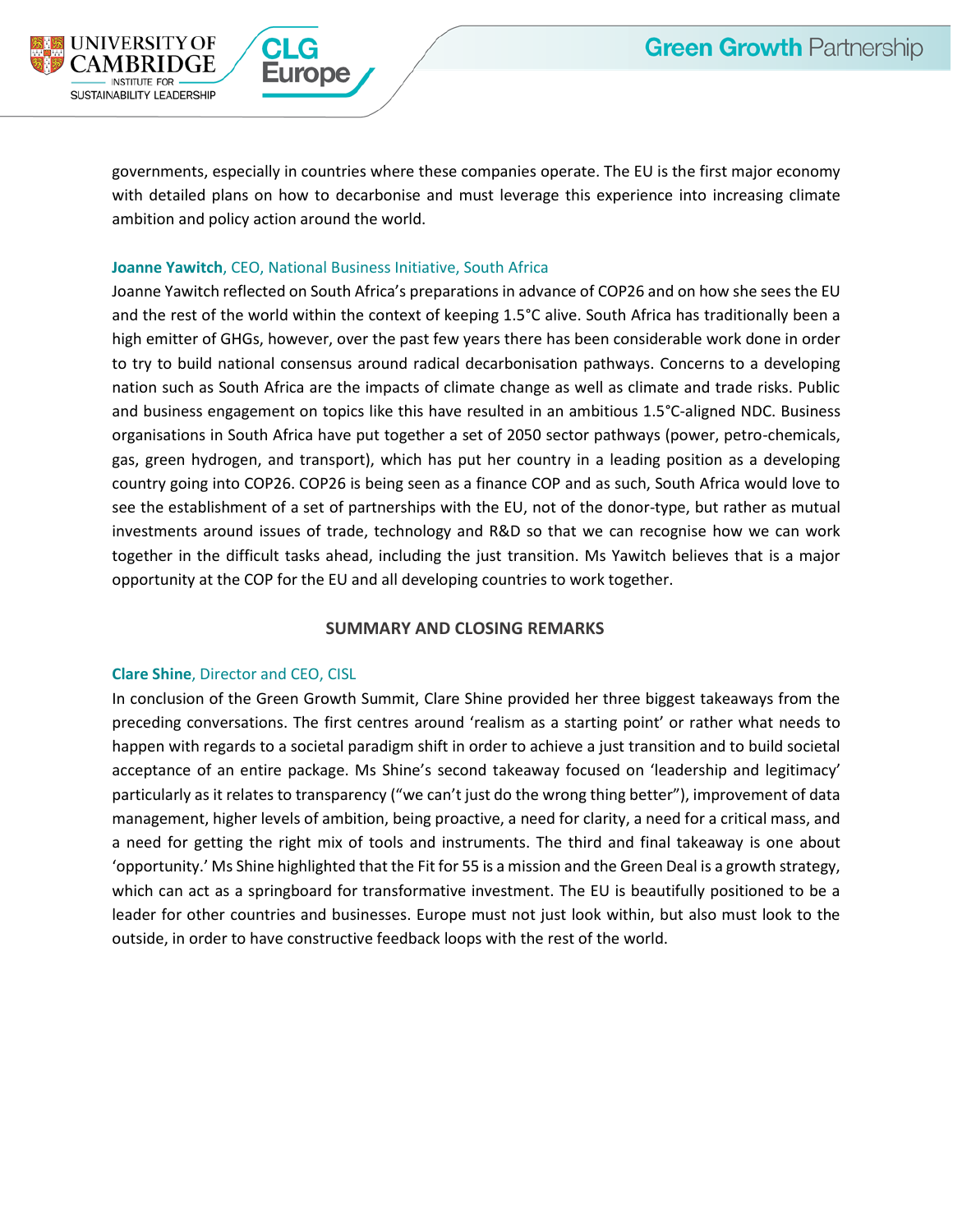governments, especially in countries where these companies operate. The EU is the first major economy with detailed plans on how to decarbonise and must leverage this experience into increasing climate ambition and policy action around the world.

**Joanne Yawitch**, CEO, National Business Initiative, South Africa

Joanne Yawitch reflected on South Africa's preparations in advance of COP26 and on how she sees the EU and the rest of the world within the context of keeping 1.5°C alive. South Africa has traditionally been a high emitter of GHGs, however, over the past few years there has been considerable work done in order to try to build national consensus around radical decarbonisation pathways. Concerns to a developing nation such as South Africa are the impacts of climate change as well as climate and trade risks. Public and business engagement on topics like this have resulted in an ambitious 1.5°C-aligned NDC. Business organisations in South Africa have put together a set of 2050 sector pathways (power, petro-chemicals, gas, green hydrogen, and transport), which has put her country in a leading position as a developing country going into COP26. COP26 is being seen as a finance COP and as such, South Africa would love to see the establishment of a set of partnerships with the EU, not of the donor-type, but rather as mutual investments around issues of trade, technology and R&D so that we can recognise how we can work together in the difficult tasks ahead, including the just transition. Ms Yawitch believes that is a major opportunity at the COP for the EU and all developing countries to work together.

## SUMMARY AND CLOSING REMARKS

**Clare Shine**, Director and CEO, CISL

In conclusion of the Green Growth Summit, Clare Shine provided her three biggest takeaways from the preceding conversations. The first centres around 'realism as a starting point' or rather what needs to happen with regards to a societal paradigm shift in order to achieve a just transition and to build societal acceptance of an entire package. Ms Shine's second takeaway focused on 'leadership and legitimacy' particularly as it relates to transparency ("we can't just do the wrong thing better"), improvement of data management, higher levels of ambition, being proactive, a need for clarity, a need for a critical mass, and a need for getting the right mix of tools and instruments. The third and final takeaway is one about 'opportunity.' Ms Shine highlighted that the Fit for 55 is a mission and the Green Deal is a growth strategy, which can act as a springboard for transformative investment. The EU is beautifully positioned to be a leader for other countries and businesses. Europe must not just look within, but also must look to the outside, in order to have constructive feedback loops with the rest of the world.